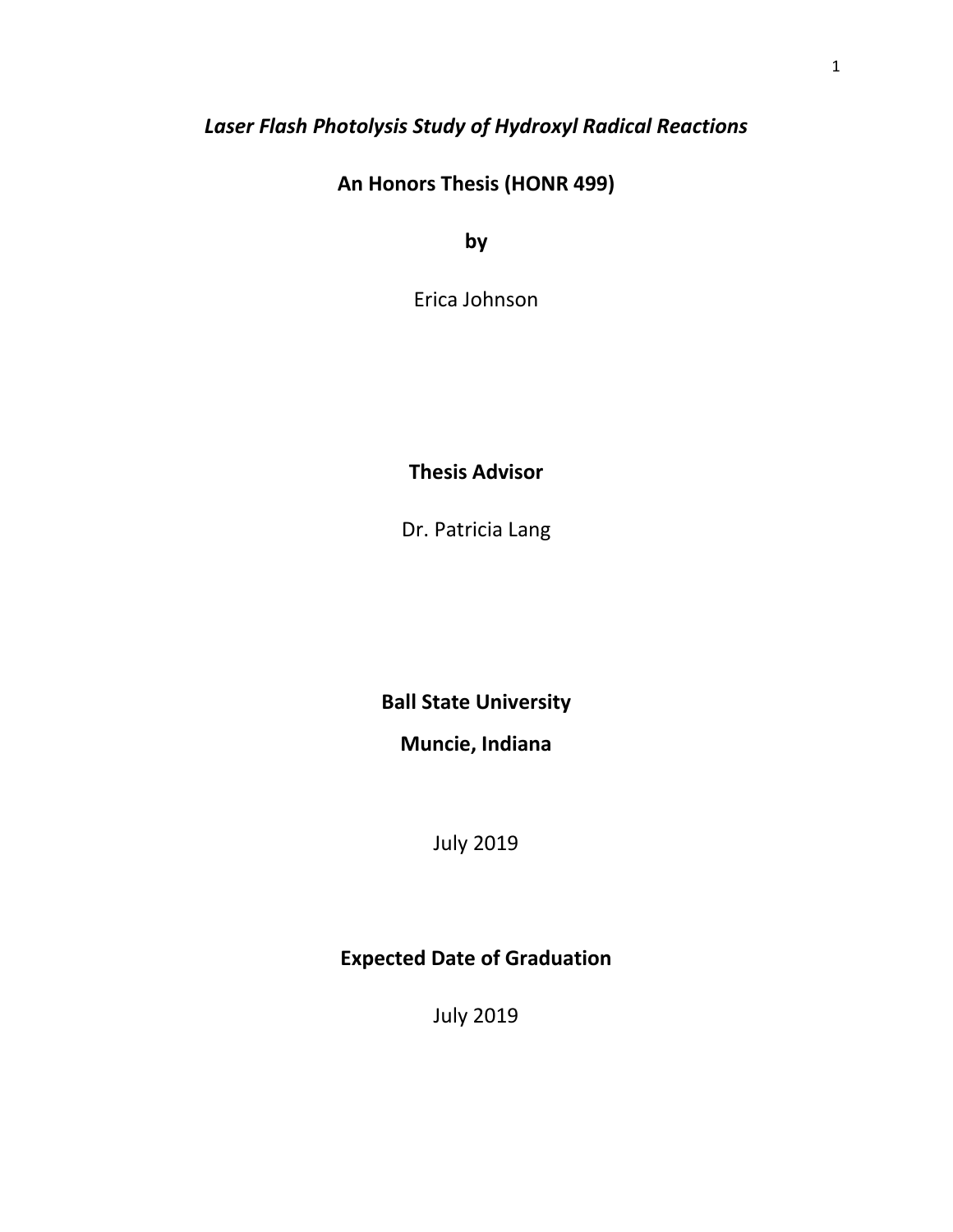# *Laser Flash Photolysis Study of Hydroxyl Radical Reactions*

**An Honors Thesis (HONR 499)**

**by**

Erica Johnson

**Thesis Advisor**

Dr. Patricia Lang

**Ball State University**

**Muncie, Indiana**

July 2019

**Expected Date of Graduation**

July 2019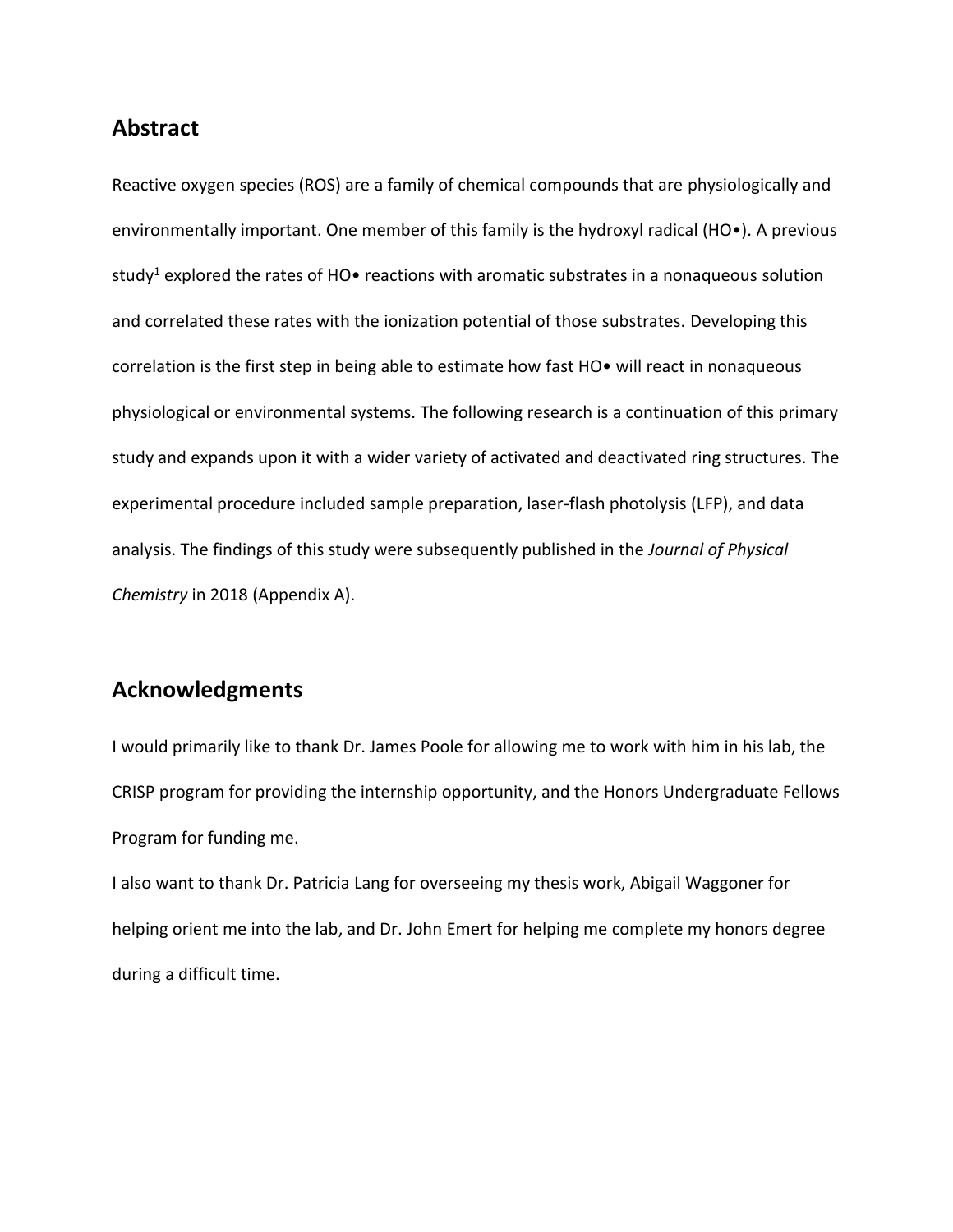## Abstract

Reactive oxygen species (ROS) are a family of chemical compounds that are physiologically and environmentally important. One member of this family is the hydroxyl radical (HO•). A previous study[1] explored the rates of HO• reactions with aromatic substrates in a nonaqueous solution and correlated these rates with the ionization potential of those substrates. Developing this correlation is the first step in being able to estimate how fast HO• will react in nonaqueous physiological or environmental systems. The following research is a continuation of this primary study and expands upon it with a wider variety of activated and deactivated ring structures. The experimental procedure included sample preparation, laser-flash photolysis (LFP), and data analysis. The findings of this study were subsequently published in the *Journal of Physical Chemistry* in 2018 (Appendix A).

## Acknowledgments

I would primarily like to thank Dr. James Poole for allowing me to work with him in his lab, the CRISP program for providing the internship opportunity, and the Honors Undergraduate Fellows Program for funding me.

I also want to thank Dr. Patricia Lang for overseeing my thesis work, Abigail Waggoner for helping orient me into the lab, and Dr. John Emert for helping me complete my honors degree during a difficult time.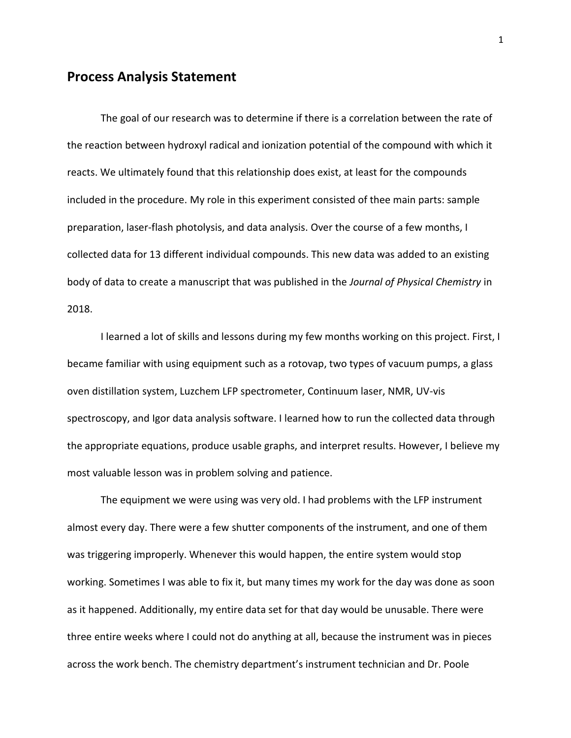## Process Analysis Statement

The goal of our research was to determine if there is a correlation between the rate of the reaction between hydroxyl radical and ionization potential of the compound with which it reacts. We ultimately found that this relationship does exist, at least for the compounds included in the procedure. My role in this experiment consisted of thee main parts: sample preparation, laser-flash photolysis, and data analysis. Over the course of a few months, I collected data for 13 different individual compounds. This new data was added to an existing body of data to create a manuscript that was published in the *Journal of Physical Chemistry* in 2018.

I learned a lot of skills and lessons during my few months working on this project. First, I became familiar with using equipment such as a rotovap, two types of vacuum pumps, a glass oven distillation system, Luzchem LFP spectrometer, Continuum laser, NMR, UV-vis spectroscopy, and Igor data analysis software. I learned how to run the collected data through the appropriate equations, produce usable graphs, and interpret results. However, I believe my most valuable lesson was in problem solving and patience.

The equipment we were using was very old. I had problems with the LFP instrument almost every day. There were a few shutter components of the instrument, and one of them was triggering improperly. Whenever this would happen, the entire system would stop working. Sometimes I was able to fix it, but many times my work for the day was done as soon as it happened. Additionally, my entire data set for that day would be unusable. There were three entire weeks where I could not do anything at all, because the instrument was in pieces across the work bench. The chemistry department's instrument technician and Dr. Poole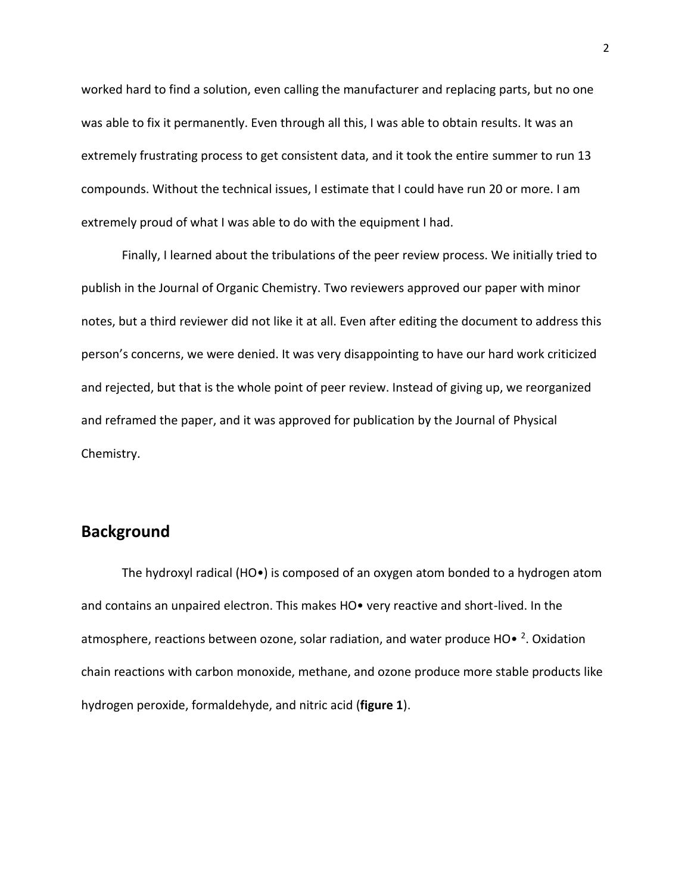worked hard to find a solution, even calling the manufacturer and replacing parts, but no one was able to fix it permanently. Even through all this, I was able to obtain results. It was an extremely frustrating process to get consistent data, and it took the entire summer to run 13 compounds. Without the technical issues, I estimate that I could have run 20 or more. I am extremely proud of what I was able to do with the equipment I had.

Finally, I learned about the tribulations of the peer review process. We initially tried to publish in the Journal of Organic Chemistry. Two reviewers approved our paper with minor notes, but a third reviewer did not like it at all. Even after editing the document to address this person's concerns, we were denied. It was very disappointing to have our hard work criticized and rejected, but that is the whole point of peer review. Instead of giving up, we reorganized and reframed the paper, and it was approved for publication by the Journal of Physical Chemistry.

## Background

The hydroxyl radical (HO•) is composed of an oxygen atom bonded to a hydrogen atom and contains an unpaired electron. This makes HO• very reactive and short-lived. In the atmosphere, reactions between ozone, solar radiation, and water produce HO• [2]. Oxidation chain reactions with carbon monoxide, methane, and ozone produce more stable products like hydrogen peroxide, formaldehyde, and nitric acid (**figure 1**).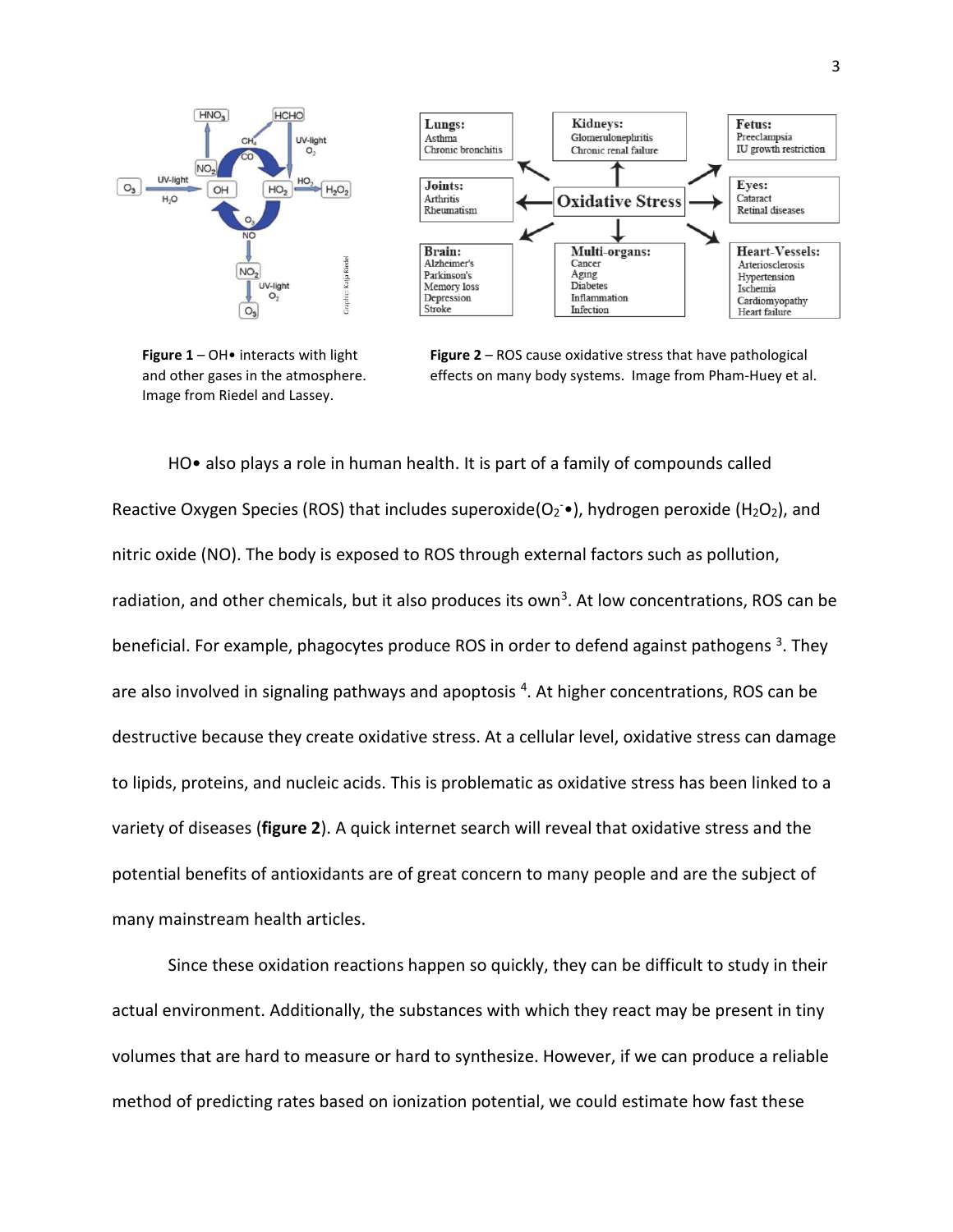**Figure 1** – OH• interacts with light and other gases in the atmosphere. Image from Riedel and Lassey.

**Figure 2** – ROS cause oxidative stress that have pathological effects on many body systems. Image from Pham-Huey et al.

HO• also plays a role in human health. It is part of a family of compounds called Reactive Oxygen Species (ROS) that includes superoxide($O_2^-$•), hydrogen peroxide ($H_2O_2$), and nitric oxide (NO). The body is exposed to ROS through external factors such as pollution, radiation, and other chemicals, but it also produces its own[3]. At low concentrations, ROS can be beneficial. For example, phagocytes produce ROS in order to defend against pathogens [3]. They are also involved in signaling pathways and apoptosis [4]. At higher concentrations, ROS can be destructive because they create oxidative stress. At a cellular level, oxidative stress can damage to lipids, proteins, and nucleic acids. This is problematic as oxidative stress has been linked to a variety of diseases (**figure 2**). A quick internet search will reveal that oxidative stress and the potential benefits of antioxidants are of great concern to many people and are the subject of many mainstream health articles.

Since these oxidation reactions happen so quickly, they can be difficult to study in their actual environment. Additionally, the substances with which they react may be present in tiny volumes that are hard to measure or hard to synthesize. However, if we can produce a reliable method of predicting rates based on ionization potential, we could estimate how fast these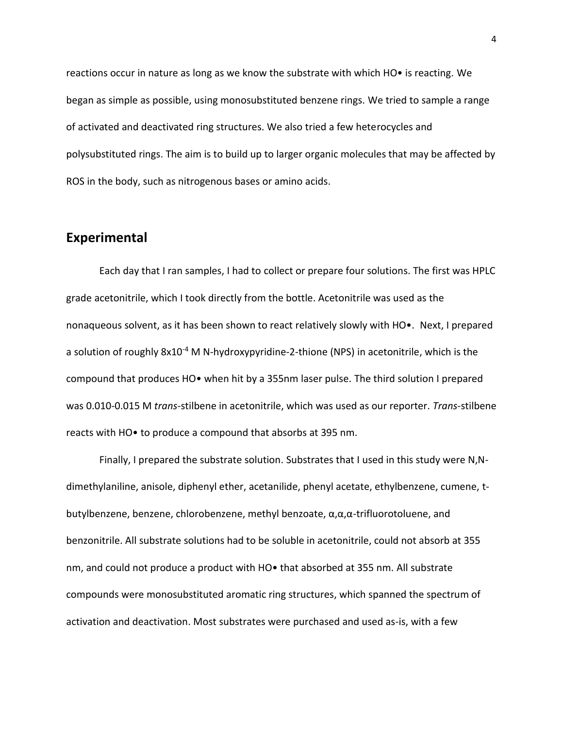reactions occur in nature as long as we know the substrate with which HO• is reacting. We began as simple as possible, using monosubstituted benzene rings. We tried to sample a range of activated and deactivated ring structures. We also tried a few heterocycles and polysubstituted rings. The aim is to build up to larger organic molecules that may be affected by ROS in the body, such as nitrogenous bases or amino acids.

## Experimental

Each day that I ran samples, I had to collect or prepare four solutions. The first was HPLC grade acetonitrile, which I took directly from the bottle. Acetonitrile was used as the nonaqueous solvent, as it has been shown to react relatively slowly with HO•. Next, I prepared a solution of roughly $8\times10^{-4}$ M N-hydroxypyridine-2-thione (NPS) in acetonitrile, which is the compound that produces HO• when hit by a 355nm laser pulse. The third solution I prepared was 0.010-0.015 M *trans*-stilbene in acetonitrile, which was used as our reporter. *Trans*-stilbene reacts with HO• to produce a compound that absorbs at 395 nm.

Finally, I prepared the substrate solution. Substrates that I used in this study were N,N-dimethylaniline, anisole, diphenyl ether, acetanilide, phenyl acetate, ethylbenzene, cumene, t-butylbenzene, benzene, chlorobenzene, methyl benzoate, α,α,α-trifluorotoluene, and benzonitrile. All substrate solutions had to be soluble in acetonitrile, could not absorb at 355 nm, and could not produce a product with HO• that absorbed at 355 nm. All substrate compounds were monosubstituted aromatic ring structures, which spanned the spectrum of activation and deactivation. Most substrates were purchased and used as-is, with a few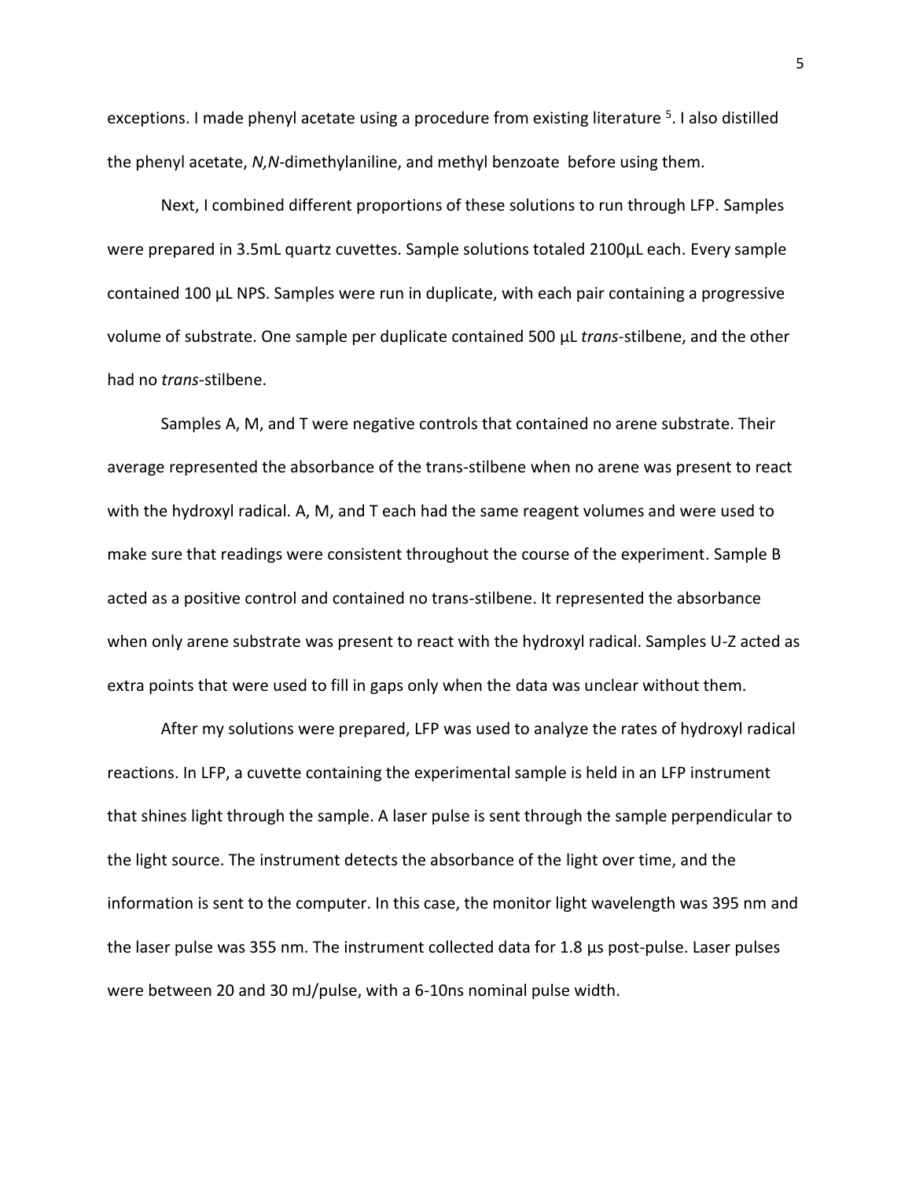exceptions. I made phenyl acetate using a procedure from existing literature [5]. I also distilled the phenyl acetate, *N,N*-dimethylaniline, and methyl benzoate before using them.

Next, I combined different proportions of these solutions to run through LFP. Samples were prepared in 3.5mL quartz cuvettes. Sample solutions totaled 2100µL each. Every sample contained 100 µL NPS. Samples were run in duplicate, with each pair containing a progressive volume of substrate. One sample per duplicate contained 500 µL *trans*-stilbene, and the other had no *trans*-stilbene.

Samples A, M, and T were negative controls that contained no arene substrate. Their average represented the absorbance of the trans-stilbene when no arene was present to react with the hydroxyl radical. A, M, and T each had the same reagent volumes and were used to make sure that readings were consistent throughout the course of the experiment. Sample B acted as a positive control and contained no trans-stilbene. It represented the absorbance when only arene substrate was present to react with the hydroxyl radical. Samples U-Z acted as extra points that were used to fill in gaps only when the data was unclear without them.

After my solutions were prepared, LFP was used to analyze the rates of hydroxyl radical reactions. In LFP, a cuvette containing the experimental sample is held in an LFP instrument that shines light through the sample. A laser pulse is sent through the sample perpendicular to the light source. The instrument detects the absorbance of the light over time, and the information is sent to the computer. In this case, the monitor light wavelength was 395 nm and the laser pulse was 355 nm. The instrument collected data for 1.8 µs post-pulse. Laser pulses were between 20 and 30 mJ/pulse, with a 6-10ns nominal pulse width.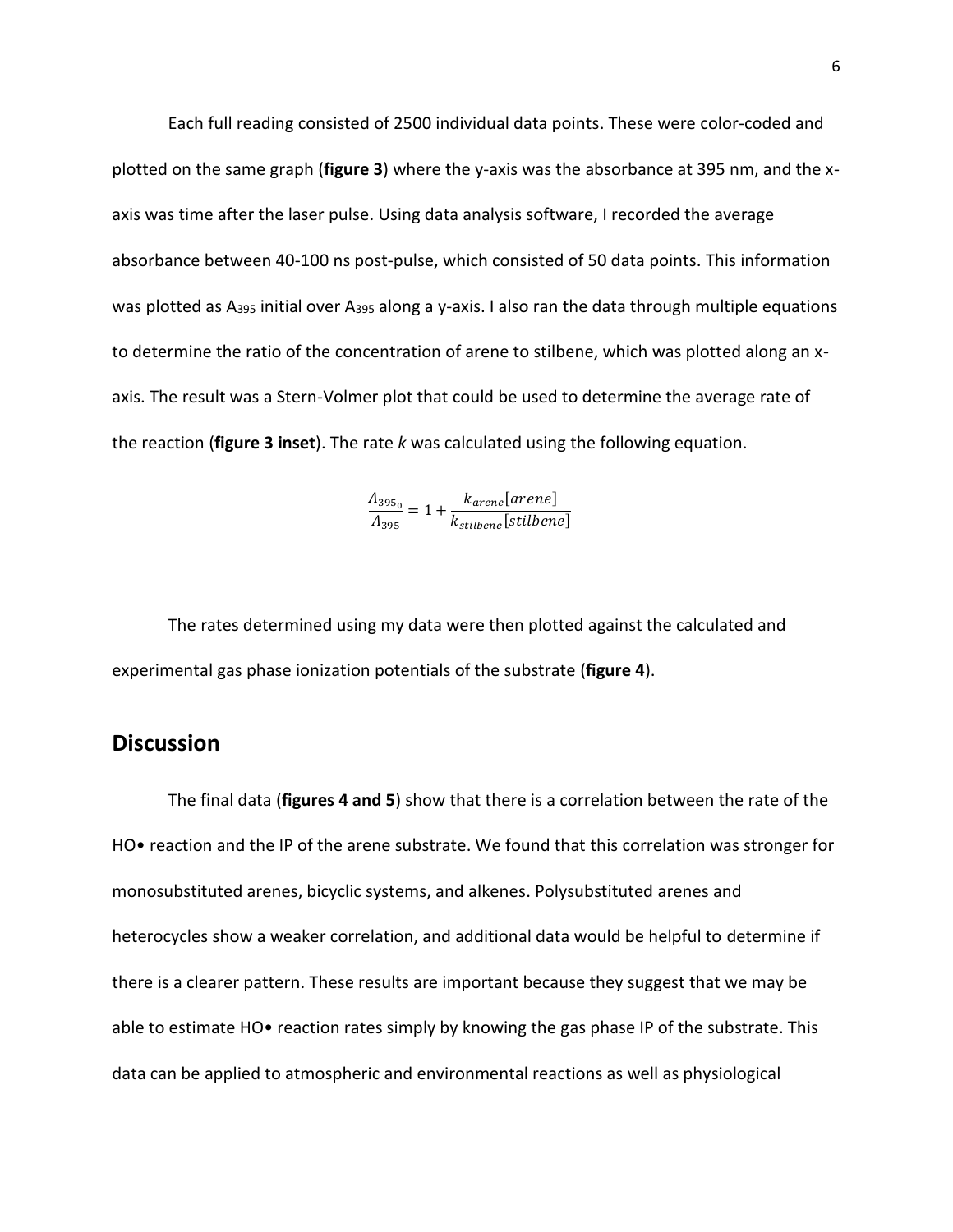Each full reading consisted of 2500 individual data points. These were color-coded and plotted on the same graph (**figure 3**) where the y-axis was the absorbance at 395 nm, and the x-axis was time after the laser pulse. Using data analysis software, I recorded the average absorbance between 40-100 ns post-pulse, which consisted of 50 data points. This information was plotted as $A_{395}$ initial over $A_{395}$ along a y-axis. I also ran the data through multiple equations to determine the ratio of the concentration of arene to stilbene, which was plotted along an x-axis. The result was a Stern-Volmer plot that could be used to determine the average rate of the reaction (**figure 3 inset**). The rate *k* was calculated using the following equation.

$$\frac{A_{395_0}}{A_{395}} = 1 + \frac{k_{arene}[arene]}{k_{stilbene}[stilbene]}$$

The rates determined using my data were then plotted against the calculated and experimental gas phase ionization potentials of the substrate (**figure 4**).

## Discussion

The final data (**figures 4 and 5**) show that there is a correlation between the rate of the HO• reaction and the IP of the arene substrate. We found that this correlation was stronger for monosubstituted arenes, bicyclic systems, and alkenes. Polysubstituted arenes and heterocycles show a weaker correlation, and additional data would be helpful to determine if there is a clearer pattern. These results are important because they suggest that we may be able to estimate HO• reaction rates simply by knowing the gas phase IP of the substrate. This data can be applied to atmospheric and environmental reactions as well as physiological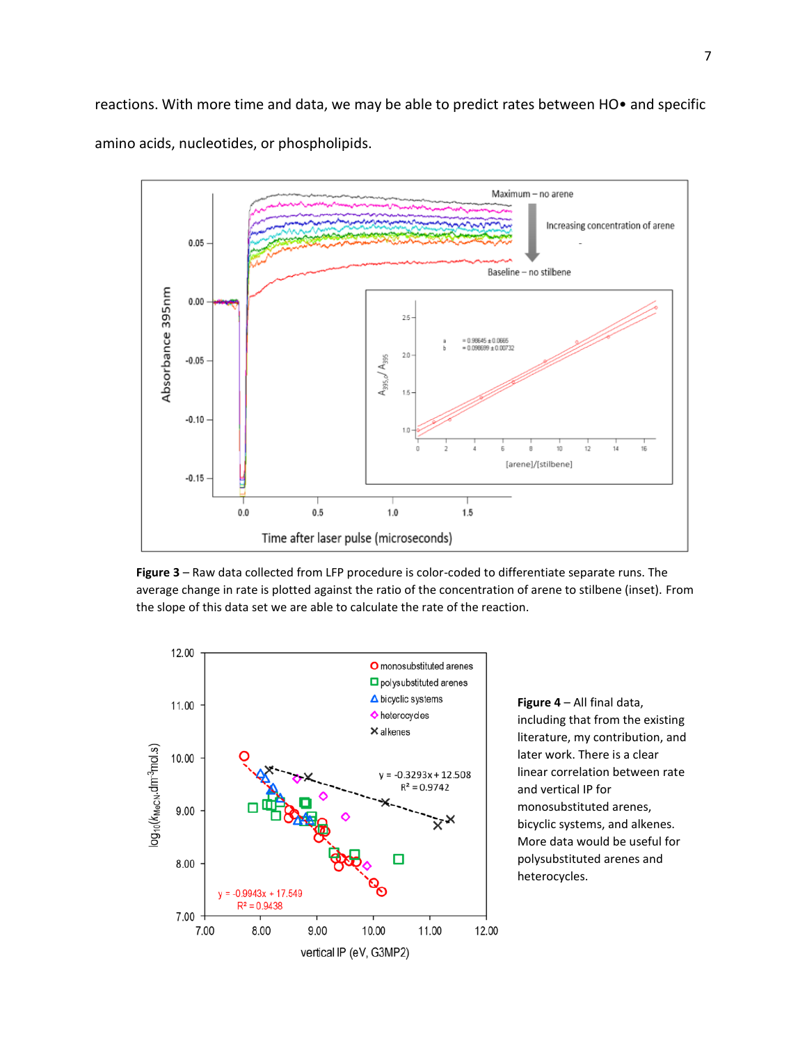reactions. With more time and data, we may be able to predict rates between HO• and specific amino acids, nucleotides, or phospholipids.

**Figure 3** – Raw data collected from LFP procedure is color-coded to differentiate separate runs. The average change in rate is plotted against the ratio of the concentration of arene to stilbene (inset). From the slope of this data set we are able to calculate the rate of the reaction.

**Figure 4** – All final data, including that from the existing literature, my contribution, and later work. There is a clear linear correlation between rate and vertical IP for monosubstituted arenes, bicyclic systems, and alkenes. More data would be useful for polysubstituted arenes and heterocycles.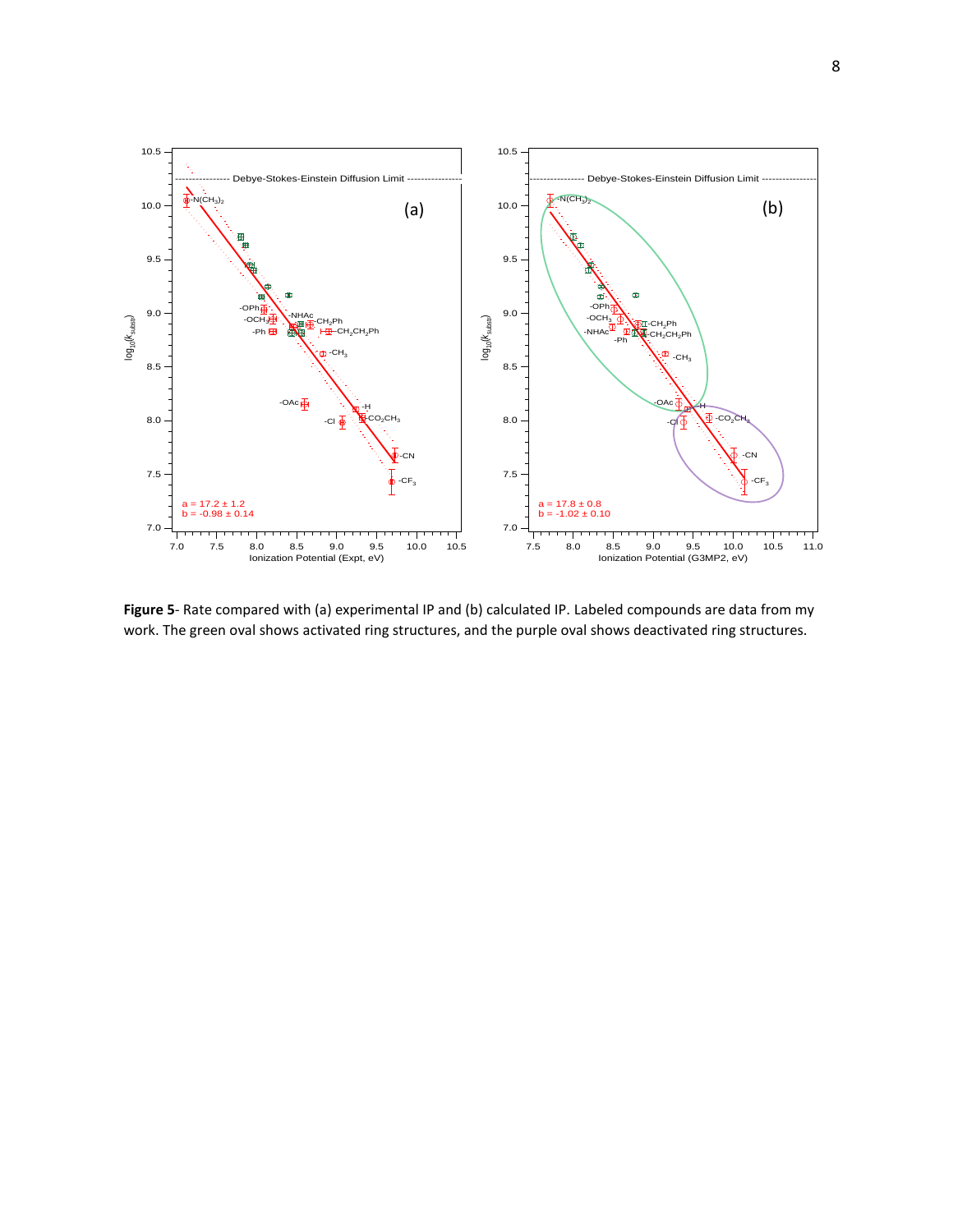**Figure 5**- Rate compared with (a) experimental IP and (b) calculated IP. Labeled compounds are data from my work. The green oval shows activated ring structures, and the purple oval shows deactivated ring structures.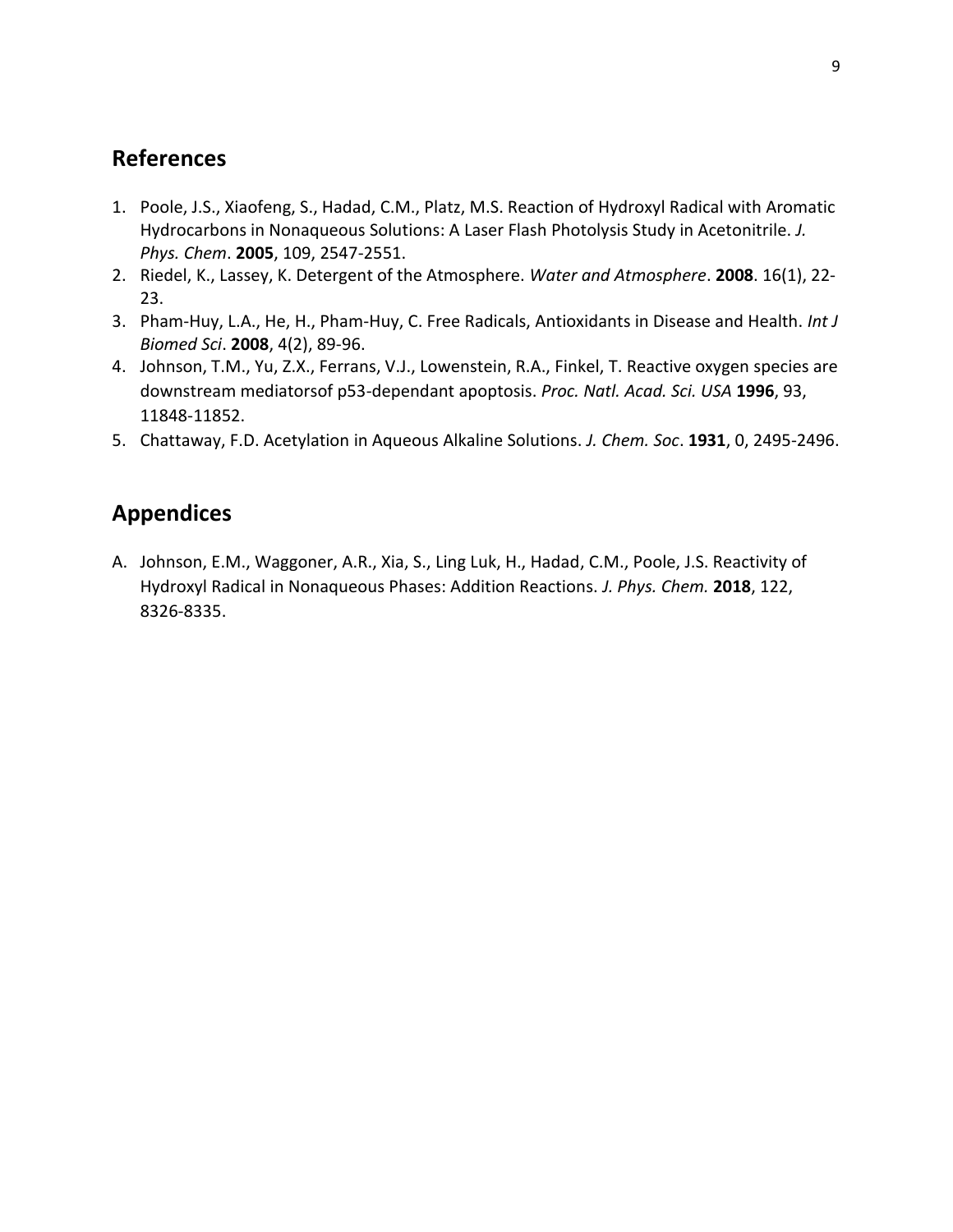## References

1. Poole, J.S., Xiaofeng, S., Hadad, C.M., Platz, M.S. Reaction of Hydroxyl Radical with Aromatic Hydrocarbons in Nonaqueous Solutions: A Laser Flash Photolysis Study in Acetonitrile. *J. Phys. Chem*. **2005**, 109, 2547-2551.
2. Riedel, K., Lassey, K. Detergent of the Atmosphere. *Water and Atmosphere*. **2008**. 16(1), 22-23.
3. Pham-Huy, L.A., He, H., Pham-Huy, C. Free Radicals, Antioxidants in Disease and Health. *Int J Biomed Sci*. **2008**, 4(2), 89-96.
4. Johnson, T.M., Yu, Z.X., Ferrans, V.J., Lowenstein, R.A., Finkel, T. Reactive oxygen species are downstream mediatorsof p53-dependant apoptosis. *Proc. Natl. Acad. Sci. USA* **1996**, 93, 11848-11852.
5. Chattaway, F.D. Acetylation in Aqueous Alkaline Solutions. *J. Chem. Soc*. **1931**, 0, 2495-2496.

## Appendices

A. Johnson, E.M., Waggoner, A.R., Xia, S., Ling Luk, H., Hadad, C.M., Poole, J.S. Reactivity of Hydroxyl Radical in Nonaqueous Phases: Addition Reactions. *J. Phys. Chem.* **2018**, 122, 8326-8335.